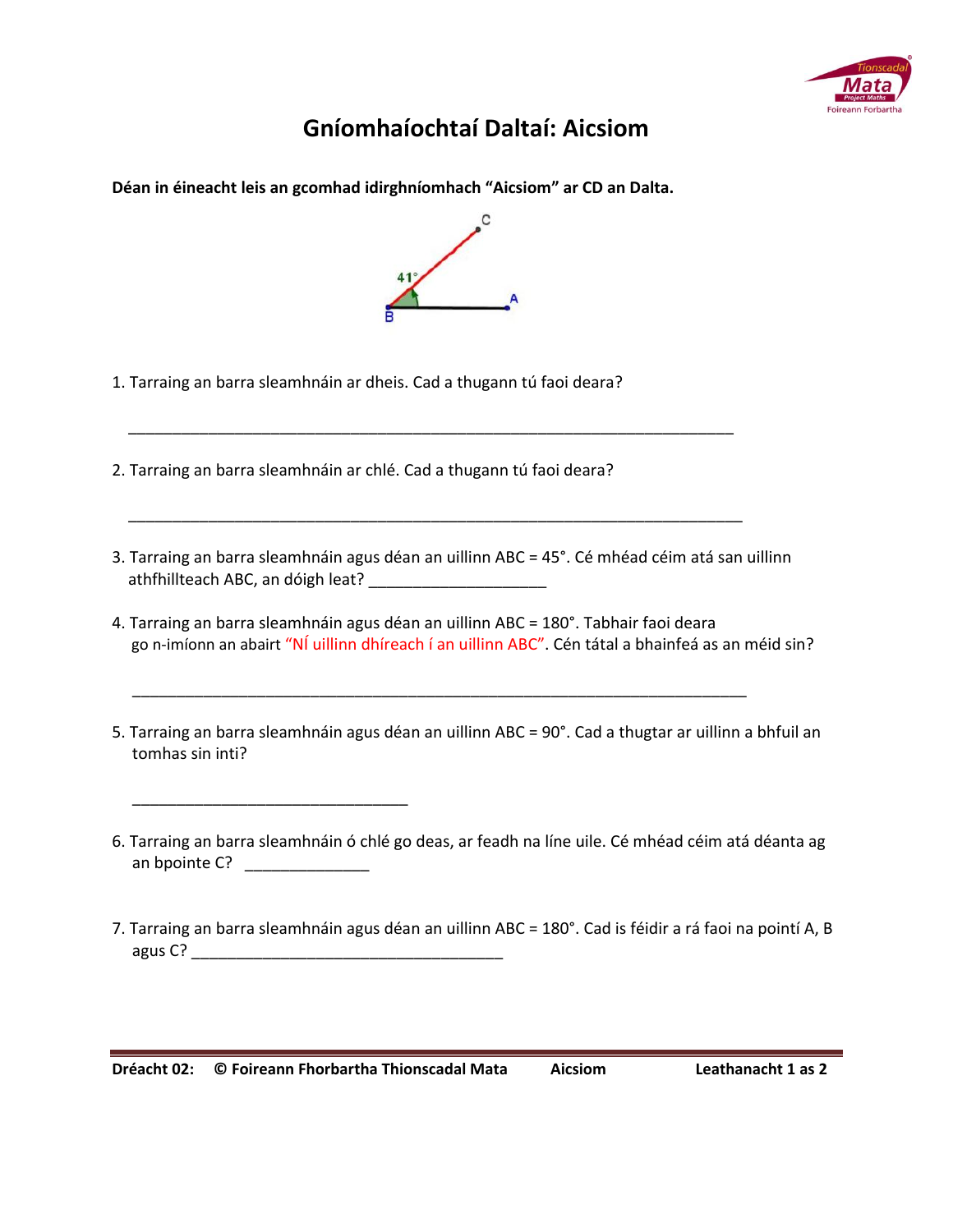# Gníomhaíochtaí Daltaí: Aicsiom

**Déan in éineacht leis an gcomhad idirghníomhach "Aicsiom" ar CD an Dalta.**

1. Tarraing an barra sleamhnáin ar dheis. Cad a thugann tú faoi deara?

   ______________________________________________________________________

2. Tarraing an barra sleamhnáin ar chlé. Cad a thugann tú faoi deara?

   ______________________________________________________________________

3. Tarraing an barra sleamhnáin agus déan an uillinn ABC = 45°. Cé mhéad céim atá san uillinn athfhillteach ABC, an dóigh leat? ____________________

4. Tarraing an barra sleamhnáin agus déan an uillinn ABC = 180°. Tabhair faoi deara go n-imíonn an abairt "Ní uillinn dhíreach í an uillinn ABC". Cén tátal a bhainfeá as an méid sin?

   ______________________________________________________________________

5. Tarraing an barra sleamhnáin agus déan an uillinn ABC = 90°. Cad a thugtar ar uillinn a bhfuil an tomhas sin inti?

   ________________________________

6. Tarraing an barra sleamhnáin ó chlé go deas, ar feadh na líne uile. Cé mhéad céim atá déanta ag an bpointe C? ______________

7. Tarraing an barra sleamhnáin agus déan an uillinn ABC = 180°. Cad is féidir a rá faoi na pointí A, B agus C? ___________________________________

**Dréacht 02: © Foireann Fhorbartha Thionscadal Mata**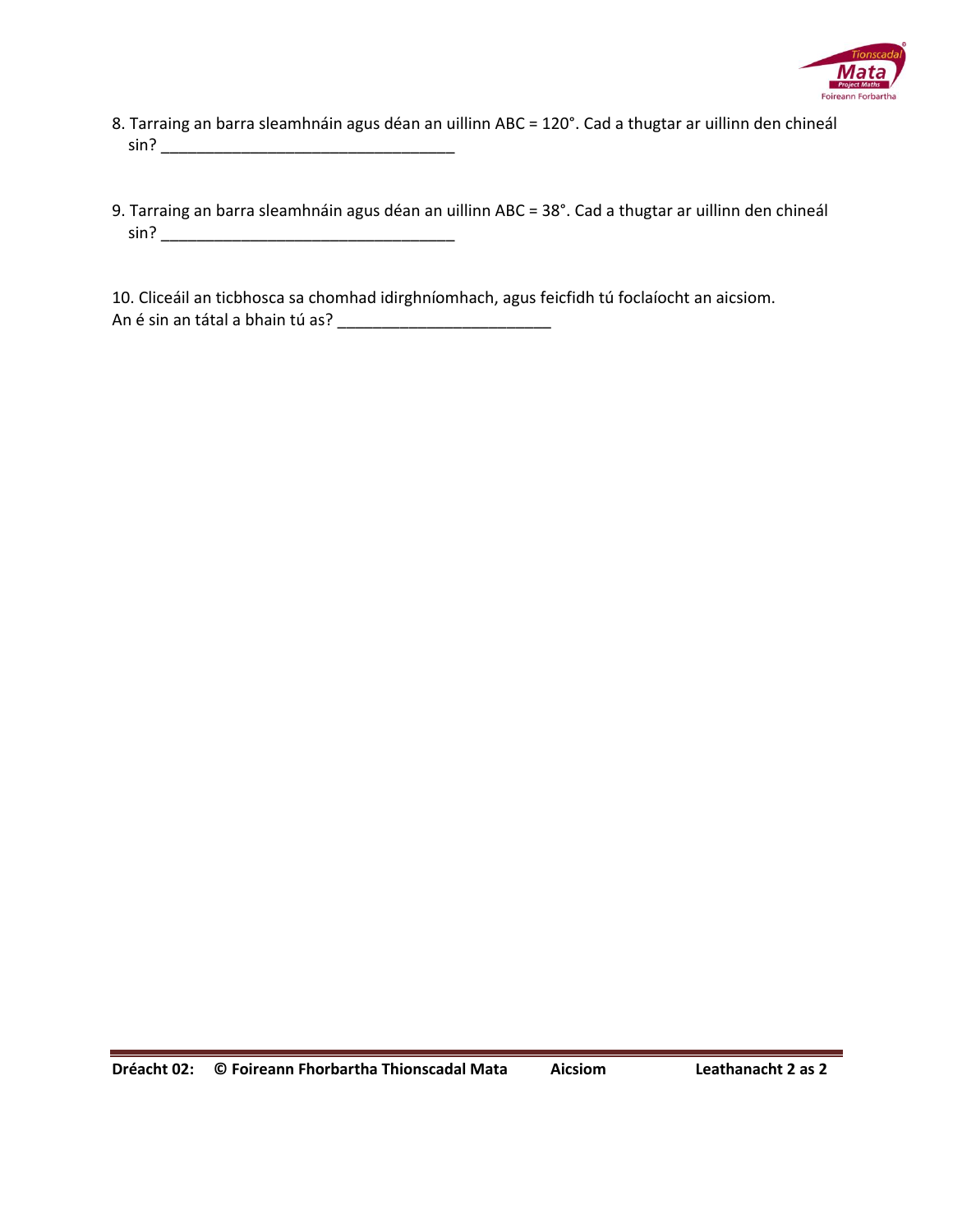8. Tarraing an barra sleamhnáin agus déan an uillinn ABC = 120°. Cad a thugtar ar uillinn den chineál sin? _________________________________

9. Tarraing an barra sleamhnáin agus déan an uillinn ABC = 38°. Cad a thugtar ar uillinn den chineál sin? _________________________________

10. Cliceáil an ticbhosca sa chomhad idirghníomhach, agus feicfidh tú foclaíocht an aicsiom.
An é sin an tátal a bhain tú as? ________________________